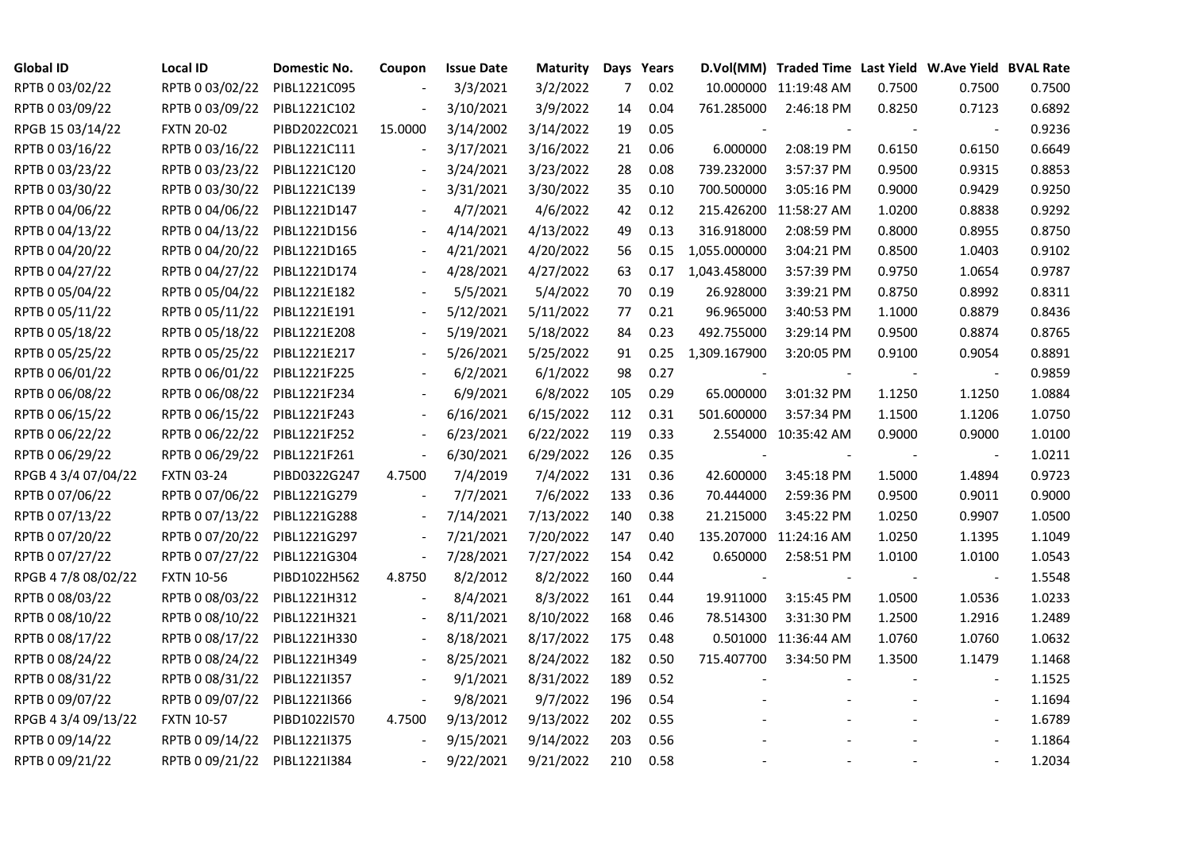| Global ID | Local ID | Domestic No. | Coupon | Issue Date | Maturity | Days | Years | D.Vol(MM) | Traded Time | Last Yield | W.Ave Yield | BVAL Rate |
|---|---|---|---|---|---|---|---|---|---|---|---|---|
| RPTB 0 03/02/22 | RPTB 0 03/02/22 | PIBL1221C095 | - | 3/3/2021 | 3/2/2022 | 7 | 0.02 | 10.000000 | 11:19:48 AM | 0.7500 | 0.7500 | 0.7500 |
| RPTB 0 03/09/22 | RPTB 0 03/09/22 | PIBL1221C102 | - | 3/10/2021 | 3/9/2022 | 14 | 0.04 | 761.285000 | 2:46:18 PM | 0.8250 | 0.7123 | 0.6892 |
| RPGB 15 03/14/22 | FXTN 20-02 | PIBD2022C021 | 15.0000 | 3/14/2002 | 3/14/2022 | 19 | 0.05 | - | - | - | - | 0.9236 |
| RPTB 0 03/16/22 | RPTB 0 03/16/22 | PIBL1221C111 | - | 3/17/2021 | 3/16/2022 | 21 | 0.06 | 6.000000 | 2:08:19 PM | 0.6150 | 0.6150 | 0.6649 |
| RPTB 0 03/23/22 | RPTB 0 03/23/22 | PIBL1221C120 | - | 3/24/2021 | 3/23/2022 | 28 | 0.08 | 739.232000 | 3:57:37 PM | 0.9500 | 0.9315 | 0.8853 |
| RPTB 0 03/30/22 | RPTB 0 03/30/22 | PIBL1221C139 | - | 3/31/2021 | 3/30/2022 | 35 | 0.10 | 700.500000 | 3:05:16 PM | 0.9000 | 0.9429 | 0.9250 |
| RPTB 0 04/06/22 | RPTB 0 04/06/22 | PIBL1221D147 | - | 4/7/2021 | 4/6/2022 | 42 | 0.12 | 215.426200 | 11:58:27 AM | 1.0200 | 0.8838 | 0.9292 |
| RPTB 0 04/13/22 | RPTB 0 04/13/22 | PIBL1221D156 | - | 4/14/2021 | 4/13/2022 | 49 | 0.13 | 316.918000 | 2:08:59 PM | 0.8000 | 0.8955 | 0.8750 |
| RPTB 0 04/20/22 | RPTB 0 04/20/22 | PIBL1221D165 | - | 4/21/2021 | 4/20/2022 | 56 | 0.15 | 1,055.000000 | 3:04:21 PM | 0.8500 | 1.0403 | 0.9102 |
| RPTB 0 04/27/22 | RPTB 0 04/27/22 | PIBL1221D174 | - | 4/28/2021 | 4/27/2022 | 63 | 0.17 | 1,043.458000 | 3:57:39 PM | 0.9750 | 1.0654 | 0.9787 |
| RPTB 0 05/04/22 | RPTB 0 05/04/22 | PIBL1221E182 | - | 5/5/2021 | 5/4/2022 | 70 | 0.19 | 26.928000 | 3:39:21 PM | 0.8750 | 0.8992 | 0.8311 |
| RPTB 0 05/11/22 | RPTB 0 05/11/22 | PIBL1221E191 | - | 5/12/2021 | 5/11/2022 | 77 | 0.21 | 96.965000 | 3:40:53 PM | 1.1000 | 0.8879 | 0.8436 |
| RPTB 0 05/18/22 | RPTB 0 05/18/22 | PIBL1221E208 | - | 5/19/2021 | 5/18/2022 | 84 | 0.23 | 492.755000 | 3:29:14 PM | 0.9500 | 0.8874 | 0.8765 |
| RPTB 0 05/25/22 | RPTB 0 05/25/22 | PIBL1221E217 | - | 5/26/2021 | 5/25/2022 | 91 | 0.25 | 1,309.167900 | 3:20:05 PM | 0.9100 | 0.9054 | 0.8891 |
| RPTB 0 06/01/22 | RPTB 0 06/01/22 | PIBL1221F225 | - | 6/2/2021 | 6/1/2022 | 98 | 0.27 | - | - | - | - | 0.9859 |
| RPTB 0 06/08/22 | RPTB 0 06/08/22 | PIBL1221F234 | - | 6/9/2021 | 6/8/2022 | 105 | 0.29 | 65.000000 | 3:01:32 PM | 1.1250 | 1.1250 | 1.0884 |
| RPTB 0 06/15/22 | RPTB 0 06/15/22 | PIBL1221F243 | - | 6/16/2021 | 6/15/2022 | 112 | 0.31 | 501.600000 | 3:57:34 PM | 1.1500 | 1.1206 | 1.0750 |
| RPTB 0 06/22/22 | RPTB 0 06/22/22 | PIBL1221F252 | - | 6/23/2021 | 6/22/2022 | 119 | 0.33 | 2.554000 | 10:35:42 AM | 0.9000 | 0.9000 | 1.0100 |
| RPTB 0 06/29/22 | RPTB 0 06/29/22 | PIBL1221F261 | - | 6/30/2021 | 6/29/2022 | 126 | 0.35 | - | - | - | - | 1.0211 |
| RPGB 4 3/4 07/04/22 | FXTN 03-24 | PIBD0322G247 | 4.7500 | 7/4/2019 | 7/4/2022 | 131 | 0.36 | 42.600000 | 3:45:18 PM | 1.5000 | 1.4894 | 0.9723 |
| RPTB 0 07/06/22 | RPTB 0 07/06/22 | PIBL1221G279 | - | 7/7/2021 | 7/6/2022 | 133 | 0.36 | 70.444000 | 2:59:36 PM | 0.9500 | 0.9011 | 0.9000 |
| RPTB 0 07/13/22 | RPTB 0 07/13/22 | PIBL1221G288 | - | 7/14/2021 | 7/13/2022 | 140 | 0.38 | 21.215000 | 3:45:22 PM | 1.0250 | 0.9907 | 1.0500 |
| RPTB 0 07/20/22 | RPTB 0 07/20/22 | PIBL1221G297 | - | 7/21/2021 | 7/20/2022 | 147 | 0.40 | 135.207000 | 11:24:16 AM | 1.0250 | 1.1395 | 1.1049 |
| RPTB 0 07/27/22 | RPTB 0 07/27/22 | PIBL1221G304 | - | 7/28/2021 | 7/27/2022 | 154 | 0.42 | 0.650000 | 2:58:51 PM | 1.0100 | 1.0100 | 1.0543 |
| RPGB 4 7/8 08/02/22 | FXTN 10-56 | PIBD1022H562 | 4.8750 | 8/2/2012 | 8/2/2022 | 160 | 0.44 | - | - | - | - | 1.5548 |
| RPTB 0 08/03/22 | RPTB 0 08/03/22 | PIBL1221H312 | - | 8/4/2021 | 8/3/2022 | 161 | 0.44 | 19.911000 | 3:15:45 PM | 1.0500 | 1.0536 | 1.0233 |
| RPTB 0 08/10/22 | RPTB 0 08/10/22 | PIBL1221H321 | - | 8/11/2021 | 8/10/2022 | 168 | 0.46 | 78.514300 | 3:31:30 PM | 1.2500 | 1.2916 | 1.2489 |
| RPTB 0 08/17/22 | RPTB 0 08/17/22 | PIBL1221H330 | - | 8/18/2021 | 8/17/2022 | 175 | 0.48 | 0.501000 | 11:36:44 AM | 1.0760 | 1.0760 | 1.0632 |
| RPTB 0 08/24/22 | RPTB 0 08/24/22 | PIBL1221H349 | - | 8/25/2021 | 8/24/2022 | 182 | 0.50 | 715.407700 | 3:34:50 PM | 1.3500 | 1.1479 | 1.1468 |
| RPTB 0 08/31/22 | RPTB 0 08/31/22 | PIBL1221I357 | - | 9/1/2021 | 8/31/2022 | 189 | 0.52 | - | - | - | - | 1.1525 |
| RPTB 0 09/07/22 | RPTB 0 09/07/22 | PIBL1221I366 | - | 9/8/2021 | 9/7/2022 | 196 | 0.54 | - | - | - | - | 1.1694 |
| RPGB 4 3/4 09/13/22 | FXTN 10-57 | PIBD1022I570 | 4.7500 | 9/13/2012 | 9/13/2022 | 202 | 0.55 | - | - | - | - | 1.6789 |
| RPTB 0 09/14/22 | RPTB 0 09/14/22 | PIBL1221I375 | - | 9/15/2021 | 9/14/2022 | 203 | 0.56 | - | - | - | - | 1.1864 |
| RPTB 0 09/21/22 | RPTB 0 09/21/22 | PIBL1221I384 | - | 9/22/2021 | 9/21/2022 | 210 | 0.58 | - | - | - | - | 1.2034 |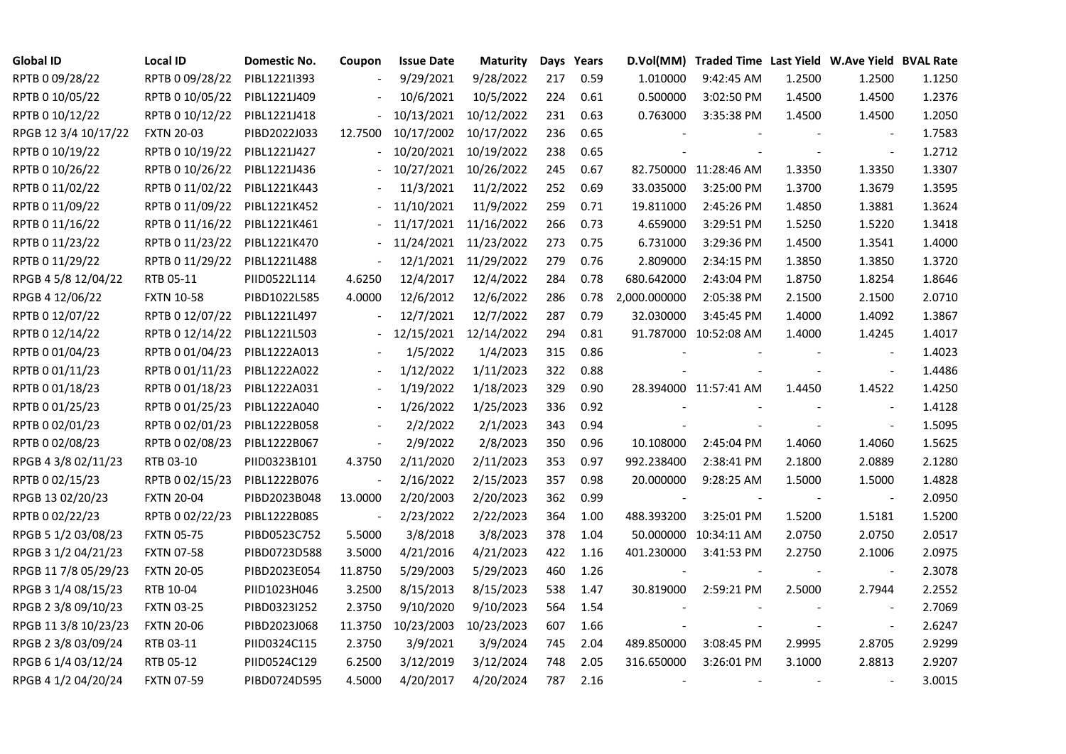| Global ID | Local ID | Domestic No. | Coupon | Issue Date | Maturity | Days | Years | D.Vol(MM) | Traded Time | Last Yield | W.Ave Yield | BVAL Rate |
|---|---|---|---|---|---|---|---|---|---|---|---|---|
| RPTB 0 09/28/22 | RPTB 0 09/28/22 | PIBL1221I393 | - | 9/29/2021 | 9/28/2022 | 217 | 0.59 | 1.010000 | 9:42:45 AM | 1.2500 | 1.2500 | 1.1250 |
| RPTB 0 10/05/22 | RPTB 0 10/05/22 | PIBL1221J409 | - | 10/6/2021 | 10/5/2022 | 224 | 0.61 | 0.500000 | 3:02:50 PM | 1.4500 | 1.4500 | 1.2376 |
| RPTB 0 10/12/22 | RPTB 0 10/12/22 | PIBL1221J418 | - | 10/13/2021 | 10/12/2022 | 231 | 0.63 | 0.763000 | 3:35:38 PM | 1.4500 | 1.4500 | 1.2050 |
| RPGB 12 3/4 10/17/22 | FXTN 20-03 | PIBD2022J033 | 12.7500 | 10/17/2002 | 10/17/2022 | 236 | 0.65 | - | - | - | - | 1.7583 |
| RPTB 0 10/19/22 | RPTB 0 10/19/22 | PIBL1221J427 | - | 10/20/2021 | 10/19/2022 | 238 | 0.65 | - | - | - | - | 1.2712 |
| RPTB 0 10/26/22 | RPTB 0 10/26/22 | PIBL1221J436 | - | 10/27/2021 | 10/26/2022 | 245 | 0.67 | 82.750000 | 11:28:46 AM | 1.3350 | 1.3350 | 1.3307 |
| RPTB 0 11/02/22 | RPTB 0 11/02/22 | PIBL1221K443 | - | 11/3/2021 | 11/2/2022 | 252 | 0.69 | 33.035000 | 3:25:00 PM | 1.3700 | 1.3679 | 1.3595 |
| RPTB 0 11/09/22 | RPTB 0 11/09/22 | PIBL1221K452 | - | 11/10/2021 | 11/9/2022 | 259 | 0.71 | 19.811000 | 2:45:26 PM | 1.4850 | 1.3881 | 1.3624 |
| RPTB 0 11/16/22 | RPTB 0 11/16/22 | PIBL1221K461 | - | 11/17/2021 | 11/16/2022 | 266 | 0.73 | 4.659000 | 3:29:51 PM | 1.5250 | 1.5220 | 1.3418 |
| RPTB 0 11/23/22 | RPTB 0 11/23/22 | PIBL1221K470 | - | 11/24/2021 | 11/23/2022 | 273 | 0.75 | 6.731000 | 3:29:36 PM | 1.4500 | 1.3541 | 1.4000 |
| RPTB 0 11/29/22 | RPTB 0 11/29/22 | PIBL1221L488 | - | 12/1/2021 | 11/29/2022 | 279 | 0.76 | 2.809000 | 2:34:15 PM | 1.3850 | 1.3850 | 1.3720 |
| RPGB 4 5/8 12/04/22 | RTB 05-11 | PIID0522L114 | 4.6250 | 12/4/2017 | 12/4/2022 | 284 | 0.78 | 680.642000 | 2:43:04 PM | 1.8750 | 1.8254 | 1.8646 |
| RPGB 4 12/06/22 | FXTN 10-58 | PIBD1022L585 | 4.0000 | 12/6/2012 | 12/6/2022 | 286 | 0.78 | 2,000.000000 | 2:05:38 PM | 2.1500 | 2.1500 | 2.0710 |
| RPTB 0 12/07/22 | RPTB 0 12/07/22 | PIBL1221L497 | - | 12/7/2021 | 12/7/2022 | 287 | 0.79 | 32.030000 | 3:45:45 PM | 1.4000 | 1.4092 | 1.3867 |
| RPTB 0 12/14/22 | RPTB 0 12/14/22 | PIBL1221L503 | - | 12/15/2021 | 12/14/2022 | 294 | 0.81 | 91.787000 | 10:52:08 AM | 1.4000 | 1.4245 | 1.4017 |
| RPTB 0 01/04/23 | RPTB 0 01/04/23 | PIBL1222A013 | - | 1/5/2022 | 1/4/2023 | 315 | 0.86 | - | - | - | - | 1.4023 |
| RPTB 0 01/11/23 | RPTB 0 01/11/23 | PIBL1222A022 | - | 1/12/2022 | 1/11/2023 | 322 | 0.88 | - | - | - | - | 1.4486 |
| RPTB 0 01/18/23 | RPTB 0 01/18/23 | PIBL1222A031 | - | 1/19/2022 | 1/18/2023 | 329 | 0.90 | 28.394000 | 11:57:41 AM | 1.4450 | 1.4522 | 1.4250 |
| RPTB 0 01/25/23 | RPTB 0 01/25/23 | PIBL1222A040 | - | 1/26/2022 | 1/25/2023 | 336 | 0.92 | - | - | - | - | 1.4128 |
| RPTB 0 02/01/23 | RPTB 0 02/01/23 | PIBL1222B058 | - | 2/2/2022 | 2/1/2023 | 343 | 0.94 | - | - | - | - | 1.5095 |
| RPTB 0 02/08/23 | RPTB 0 02/08/23 | PIBL1222B067 | - | 2/9/2022 | 2/8/2023 | 350 | 0.96 | 10.108000 | 2:45:04 PM | 1.4060 | 1.4060 | 1.5625 |
| RPGB 4 3/8 02/11/23 | RTB 03-10 | PIID0323B101 | 4.3750 | 2/11/2020 | 2/11/2023 | 353 | 0.97 | 992.238400 | 2:38:41 PM | 2.1800 | 2.0889 | 2.1280 |
| RPTB 0 02/15/23 | RPTB 0 02/15/23 | PIBL1222B076 | - | 2/16/2022 | 2/15/2023 | 357 | 0.98 | 20.000000 | 9:28:25 AM | 1.5000 | 1.5000 | 1.4828 |
| RPGB 13 02/20/23 | FXTN 20-04 | PIBD2023B048 | 13.0000 | 2/20/2003 | 2/20/2023 | 362 | 0.99 | - | - | - | - | 2.0950 |
| RPTB 0 02/22/23 | RPTB 0 02/22/23 | PIBL1222B085 | - | 2/23/2022 | 2/22/2023 | 364 | 1.00 | 488.393200 | 3:25:01 PM | 1.5200 | 1.5181 | 1.5200 |
| RPGB 5 1/2 03/08/23 | FXTN 05-75 | PIBD0523C752 | 5.5000 | 3/8/2018 | 3/8/2023 | 378 | 1.04 | 50.000000 | 10:34:11 AM | 2.0750 | 2.0750 | 2.0517 |
| RPGB 3 1/2 04/21/23 | FXTN 07-58 | PIBD0723D588 | 3.5000 | 4/21/2016 | 4/21/2023 | 422 | 1.16 | 401.230000 | 3:41:53 PM | 2.2750 | 2.1006 | 2.0975 |
| RPGB 11 7/8 05/29/23 | FXTN 20-05 | PIBD2023E054 | 11.8750 | 5/29/2003 | 5/29/2023 | 460 | 1.26 | - | - | - | - | 2.3078 |
| RPGB 3 1/4 08/15/23 | RTB 10-04 | PIID1023H046 | 3.2500 | 8/15/2013 | 8/15/2023 | 538 | 1.47 | 30.819000 | 2:59:21 PM | 2.5000 | 2.7944 | 2.2552 |
| RPGB 2 3/8 09/10/23 | FXTN 03-25 | PIBD0323I252 | 2.3750 | 9/10/2020 | 9/10/2023 | 564 | 1.54 | - | - | - | - | 2.7069 |
| RPGB 11 3/8 10/23/23 | FXTN 20-06 | PIBD2023J068 | 11.3750 | 10/23/2003 | 10/23/2023 | 607 | 1.66 | - | - | - | - | 2.6247 |
| RPGB 2 3/8 03/09/24 | RTB 03-11 | PIID0324C115 | 2.3750 | 3/9/2021 | 3/9/2024 | 745 | 2.04 | 489.850000 | 3:08:45 PM | 2.9995 | 2.8705 | 2.9299 |
| RPGB 6 1/4 03/12/24 | RTB 05-12 | PIID0524C129 | 6.2500 | 3/12/2019 | 3/12/2024 | 748 | 2.05 | 316.650000 | 3:26:01 PM | 3.1000 | 2.8813 | 2.9207 |
| RPGB 4 1/2 04/20/24 | FXTN 07-59 | PIBD0724D595 | 4.5000 | 4/20/2017 | 4/20/2024 | 787 | 2.16 | - | - | - | - | 3.0015 |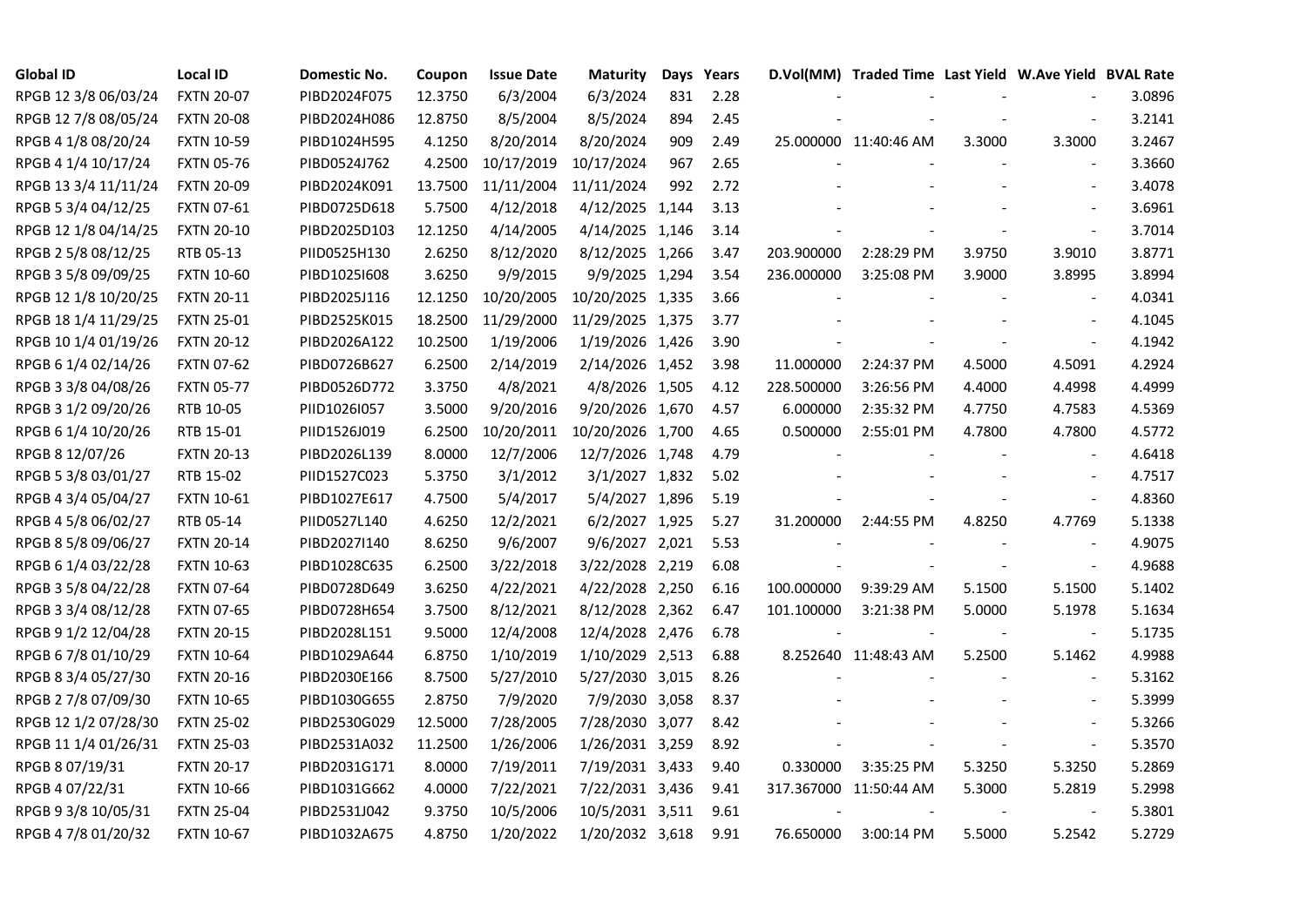| Global ID | Local ID | Domestic No. | Coupon | Issue Date | Maturity | Days | Years | D.Vol(MM) | Traded Time | Last Yield | W.Ave Yield | BVAL Rate |
|---|---|---|---|---|---|---|---|---|---|---|---|---|
| RPGB 12 3/8 06/03/24 | FXTN 20-07 | PIBD2024F075 | 12.3750 | 6/3/2004 | 6/3/2024 | 831 | 2.28 | - | - | - | - | 3.0896 |
| RPGB 12 7/8 08/05/24 | FXTN 20-08 | PIBD2024H086 | 12.8750 | 8/5/2004 | 8/5/2024 | 894 | 2.45 | - | - | - | - | 3.2141 |
| RPGB 4 1/8 08/20/24 | FXTN 10-59 | PIBD1024H595 | 4.1250 | 8/20/2014 | 8/20/2024 | 909 | 2.49 | 25.000000 | 11:40:46 AM | 3.3000 | 3.3000 | 3.2467 |
| RPGB 4 1/4 10/17/24 | FXTN 05-76 | PIBD0524J762 | 4.2500 | 10/17/2019 | 10/17/2024 | 967 | 2.65 | - | - | - | - | 3.3660 |
| RPGB 13 3/4 11/11/24 | FXTN 20-09 | PIBD2024K091 | 13.7500 | 11/11/2004 | 11/11/2024 | 992 | 2.72 | - | - | - | - | 3.4078 |
| RPGB 5 3/4 04/12/25 | FXTN 07-61 | PIBD0725D618 | 5.7500 | 4/12/2018 | 4/12/2025 | 1,144 | 3.13 | - | - | - | - | 3.6961 |
| RPGB 12 1/8 04/14/25 | FXTN 20-10 | PIBD2025D103 | 12.1250 | 4/14/2005 | 4/14/2025 | 1,146 | 3.14 | - | - | - | - | 3.7014 |
| RPGB 2 5/8 08/12/25 | RTB 05-13 | PIID0525H130 | 2.6250 | 8/12/2020 | 8/12/2025 | 1,266 | 3.47 | 203.900000 | 2:28:29 PM | 3.9750 | 3.9010 | 3.8771 |
| RPGB 3 5/8 09/09/25 | FXTN 10-60 | PIBD1025I608 | 3.6250 | 9/9/2015 | 9/9/2025 | 1,294 | 3.54 | 236.000000 | 3:25:08 PM | 3.9000 | 3.8995 | 3.8994 |
| RPGB 12 1/8 10/20/25 | FXTN 20-11 | PIBD2025J116 | 12.1250 | 10/20/2005 | 10/20/2025 | 1,335 | 3.66 | - | - | - | - | 4.0341 |
| RPGB 18 1/4 11/29/25 | FXTN 25-01 | PIBD2525K015 | 18.2500 | 11/29/2000 | 11/29/2025 | 1,375 | 3.77 | - | - | - | - | 4.1045 |
| RPGB 10 1/4 01/19/26 | FXTN 20-12 | PIBD2026A122 | 10.2500 | 1/19/2006 | 1/19/2026 | 1,426 | 3.90 | - | - | - | - | 4.1942 |
| RPGB 6 1/4 02/14/26 | FXTN 07-62 | PIBD0726B627 | 6.2500 | 2/14/2019 | 2/14/2026 | 1,452 | 3.98 | 11.000000 | 2:24:37 PM | 4.5000 | 4.5091 | 4.2924 |
| RPGB 3 3/8 04/08/26 | FXTN 05-77 | PIBD0526D772 | 3.3750 | 4/8/2021 | 4/8/2026 | 1,505 | 4.12 | 228.500000 | 3:26:56 PM | 4.4000 | 4.4998 | 4.4999 |
| RPGB 3 1/2 09/20/26 | RTB 10-05 | PIID1026I057 | 3.5000 | 9/20/2016 | 9/20/2026 | 1,670 | 4.57 | 6.000000 | 2:35:32 PM | 4.7750 | 4.7583 | 4.5369 |
| RPGB 6 1/4 10/20/26 | RTB 15-01 | PIID1526J019 | 6.2500 | 10/20/2011 | 10/20/2026 | 1,700 | 4.65 | 0.500000 | 2:55:01 PM | 4.7800 | 4.7800 | 4.5772 |
| RPGB 8 12/07/26 | FXTN 20-13 | PIBD2026L139 | 8.0000 | 12/7/2006 | 12/7/2026 | 1,748 | 4.79 | - | - | - | - | 4.6418 |
| RPGB 5 3/8 03/01/27 | RTB 15-02 | PIID1527C023 | 5.3750 | 3/1/2012 | 3/1/2027 | 1,832 | 5.02 | - | - | - | - | 4.7517 |
| RPGB 4 3/4 05/04/27 | FXTN 10-61 | PIBD1027E617 | 4.7500 | 5/4/2017 | 5/4/2027 | 1,896 | 5.19 | - | - | - | - | 4.8360 |
| RPGB 4 5/8 06/02/27 | RTB 05-14 | PIID0527L140 | 4.6250 | 12/2/2021 | 6/2/2027 | 1,925 | 5.27 | 31.200000 | 2:44:55 PM | 4.8250 | 4.7769 | 5.1338 |
| RPGB 8 5/8 09/06/27 | FXTN 20-14 | PIBD2027I140 | 8.6250 | 9/6/2007 | 9/6/2027 | 2,021 | 5.53 | - | - | - | - | 4.9075 |
| RPGB 6 1/4 03/22/28 | FXTN 10-63 | PIBD1028C635 | 6.2500 | 3/22/2018 | 3/22/2028 | 2,219 | 6.08 | - | - | - | - | 4.9688 |
| RPGB 3 5/8 04/22/28 | FXTN 07-64 | PIBD0728D649 | 3.6250 | 4/22/2021 | 4/22/2028 | 2,250 | 6.16 | 100.000000 | 9:39:29 AM | 5.1500 | 5.1500 | 5.1402 |
| RPGB 3 3/4 08/12/28 | FXTN 07-65 | PIBD0728H654 | 3.7500 | 8/12/2021 | 8/12/2028 | 2,362 | 6.47 | 101.100000 | 3:21:38 PM | 5.0000 | 5.1978 | 5.1634 |
| RPGB 9 1/2 12/04/28 | FXTN 20-15 | PIBD2028L151 | 9.5000 | 12/4/2008 | 12/4/2028 | 2,476 | 6.78 | - | - | - | - | 5.1735 |
| RPGB 6 7/8 01/10/29 | FXTN 10-64 | PIBD1029A644 | 6.8750 | 1/10/2019 | 1/10/2029 | 2,513 | 6.88 | 8.252640 | 11:48:43 AM | 5.2500 | 5.1462 | 4.9988 |
| RPGB 8 3/4 05/27/30 | FXTN 20-16 | PIBD2030E166 | 8.7500 | 5/27/2010 | 5/27/2030 | 3,015 | 8.26 | - | - | - | - | 5.3162 |
| RPGB 2 7/8 07/09/30 | FXTN 10-65 | PIBD1030G655 | 2.8750 | 7/9/2020 | 7/9/2030 | 3,058 | 8.37 | - | - | - | - | 5.3999 |
| RPGB 12 1/2 07/28/30 | FXTN 25-02 | PIBD2530G029 | 12.5000 | 7/28/2005 | 7/28/2030 | 3,077 | 8.42 | - | - | - | - | 5.3266 |
| RPGB 11 1/4 01/26/31 | FXTN 25-03 | PIBD2531A032 | 11.2500 | 1/26/2006 | 1/26/2031 | 3,259 | 8.92 | - | - | - | - | 5.3570 |
| RPGB 8 07/19/31 | FXTN 20-17 | PIBD2031G171 | 8.0000 | 7/19/2011 | 7/19/2031 | 3,433 | 9.40 | 0.330000 | 3:35:25 PM | 5.3250 | 5.3250 | 5.2869 |
| RPGB 4 07/22/31 | FXTN 10-66 | PIBD1031G662 | 4.0000 | 7/22/2021 | 7/22/2031 | 3,436 | 9.41 | 317.367000 | 11:50:44 AM | 5.3000 | 5.2819 | 5.2998 |
| RPGB 9 3/8 10/05/31 | FXTN 25-04 | PIBD2531J042 | 9.3750 | 10/5/2006 | 10/5/2031 | 3,511 | 9.61 | - | - | - | - | 5.3801 |
| RPGB 4 7/8 01/20/32 | FXTN 10-67 | PIBD1032A675 | 4.8750 | 1/20/2022 | 1/20/2032 | 3,618 | 9.91 | 76.650000 | 3:00:14 PM | 5.5000 | 5.2542 | 5.2729 |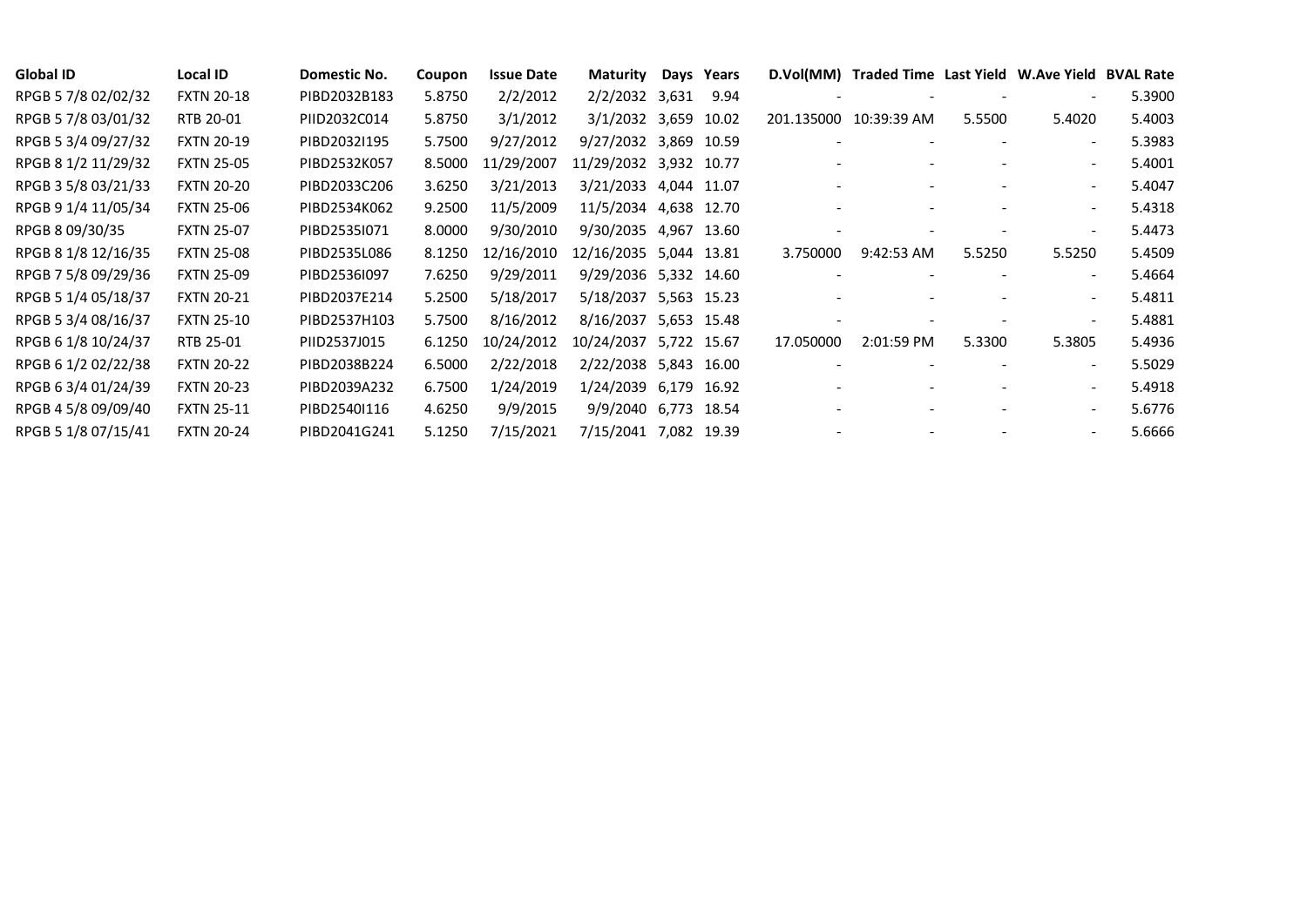| Global ID | Local ID | Domestic No. | Coupon | Issue Date | Maturity | Days | Years | D.Vol(MM) | Traded Time | Last Yield | W.Ave Yield | BVAL Rate |
|---|---|---|---|---|---|---|---|---|---|---|---|---|
| RPGB 5 7/8 02/02/32 | FXTN 20-18 | PIBD2032B183 | 5.8750 | 2/2/2012 | 2/2/2032 | 3,631 | 9.94 | - | - | - | - | 5.3900 |
| RPGB 5 7/8 03/01/32 | RTB 20-01 | PIID2032C014 | 5.8750 | 3/1/2012 | 3/1/2032 | 3,659 | 10.02 | 201.135000 | 10:39:39 AM | 5.5500 | 5.4020 | 5.4003 |
| RPGB 5 3/4 09/27/32 | FXTN 20-19 | PIBD2032I195 | 5.7500 | 9/27/2012 | 9/27/2032 | 3,869 | 10.59 | - | - | - | - | 5.3983 |
| RPGB 8 1/2 11/29/32 | FXTN 25-05 | PIBD2532K057 | 8.5000 | 11/29/2007 | 11/29/2032 | 3,932 | 10.77 | - | - | - | - | 5.4001 |
| RPGB 3 5/8 03/21/33 | FXTN 20-20 | PIBD2033C206 | 3.6250 | 3/21/2013 | 3/21/2033 | 4,044 | 11.07 | - | - | - | - | 5.4047 |
| RPGB 9 1/4 11/05/34 | FXTN 25-06 | PIBD2534K062 | 9.2500 | 11/5/2009 | 11/5/2034 | 4,638 | 12.70 | - | - | - | - | 5.4318 |
| RPGB 8 09/30/35 | FXTN 25-07 | PIBD2535I071 | 8.0000 | 9/30/2010 | 9/30/2035 | 4,967 | 13.60 | - | - | - | - | 5.4473 |
| RPGB 8 1/8 12/16/35 | FXTN 25-08 | PIBD2535L086 | 8.1250 | 12/16/2010 | 12/16/2035 | 5,044 | 13.81 | 3.750000 | 9:42:53 AM | 5.5250 | 5.5250 | 5.4509 |
| RPGB 7 5/8 09/29/36 | FXTN 25-09 | PIBD2536I097 | 7.6250 | 9/29/2011 | 9/29/2036 | 5,332 | 14.60 | - | - | - | - | 5.4664 |
| RPGB 5 1/4 05/18/37 | FXTN 20-21 | PIBD2037E214 | 5.2500 | 5/18/2017 | 5/18/2037 | 5,563 | 15.23 | - | - | - | - | 5.4811 |
| RPGB 5 3/4 08/16/37 | FXTN 25-10 | PIBD2537H103 | 5.7500 | 8/16/2012 | 8/16/2037 | 5,653 | 15.48 | - | - | - | - | 5.4881 |
| RPGB 6 1/8 10/24/37 | RTB 25-01 | PIID2537J015 | 6.1250 | 10/24/2012 | 10/24/2037 | 5,722 | 15.67 | 17.050000 | 2:01:59 PM | 5.3300 | 5.3805 | 5.4936 |
| RPGB 6 1/2 02/22/38 | FXTN 20-22 | PIBD2038B224 | 6.5000 | 2/22/2018 | 2/22/2038 | 5,843 | 16.00 | - | - | - | - | 5.5029 |
| RPGB 6 3/4 01/24/39 | FXTN 20-23 | PIBD2039A232 | 6.7500 | 1/24/2019 | 1/24/2039 | 6,179 | 16.92 | - | - | - | - | 5.4918 |
| RPGB 4 5/8 09/09/40 | FXTN 25-11 | PIBD2540I116 | 4.6250 | 9/9/2015 | 9/9/2040 | 6,773 | 18.54 | - | - | - | - | 5.6776 |
| RPGB 5 1/8 07/15/41 | FXTN 20-24 | PIBD2041G241 | 5.1250 | 7/15/2021 | 7/15/2041 | 7,082 | 19.39 | - | - | - | - | 5.6666 |